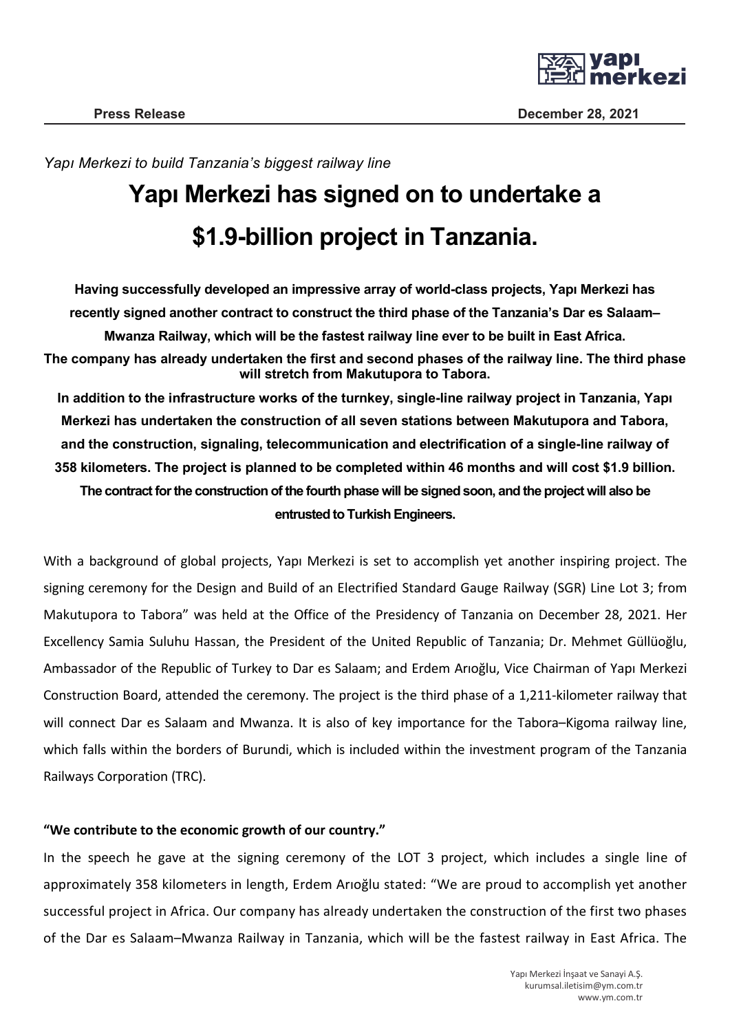**Press Release** **December 28, 2021**

*Yapı Merkezi to build Tanzania's biggest railway line*

# Yapı Merkezi has signed on to undertake a $1.9-billion project in Tanzania.

**Having successfully developed an impressive array of world-class projects, Yapı Merkezi has recently signed another contract to construct the third phase of the Tanzania's Dar es Salaam–Mwanza Railway, which will be the fastest railway line ever to be built in East Africa.**

**The company has already undertaken the first and second phases of the railway line. The third phase will stretch from Makutupora to Tabora.**

**In addition to the infrastructure works of the turnkey, single-line railway project in Tanzania, Yapı Merkezi has undertaken the construction of all seven stations between Makutupora and Tabora, and the construction, signaling, telecommunication and electrification of a single-line railway of 358 kilometers. The project is planned to be completed within 46 months and will cost $1.9 billion.**

**The contract for the construction of the fourth phase will be signed soon, and the project will also be entrusted to Turkish Engineers.**

With a background of global projects, Yapı Merkezi is set to accomplish yet another inspiring project. The signing ceremony for the Design and Build of an Electrified Standard Gauge Railway (SGR) Line Lot 3; from Makutupora to Tabora" was held at the Office of the Presidency of Tanzania on December 28, 2021. Her Excellency Samia Suluhu Hassan, the President of the United Republic of Tanzania; Dr. Mehmet Güllüoğlu, Ambassador of the Republic of Turkey to Dar es Salaam; and Erdem Arıoğlu, Vice Chairman of Yapı Merkezi Construction Board, attended the ceremony. The project is the third phase of a 1,211-kilometer railway that will connect Dar es Salaam and Mwanza. It is also of key importance for the Tabora–Kigoma railway line, which falls within the borders of Burundi, which is included within the investment program of the Tanzania Railways Corporation (TRC).

**"We contribute to the economic growth of our country."**

In the speech he gave at the signing ceremony of the LOT 3 project, which includes a single line of approximately 358 kilometers in length, Erdem Arıoğlu stated: "We are proud to accomplish yet another successful project in Africa. Our company has already undertaken the construction of the first two phases of the Dar es Salaam–Mwanza Railway in Tanzania, which will be the fastest railway in East Africa. The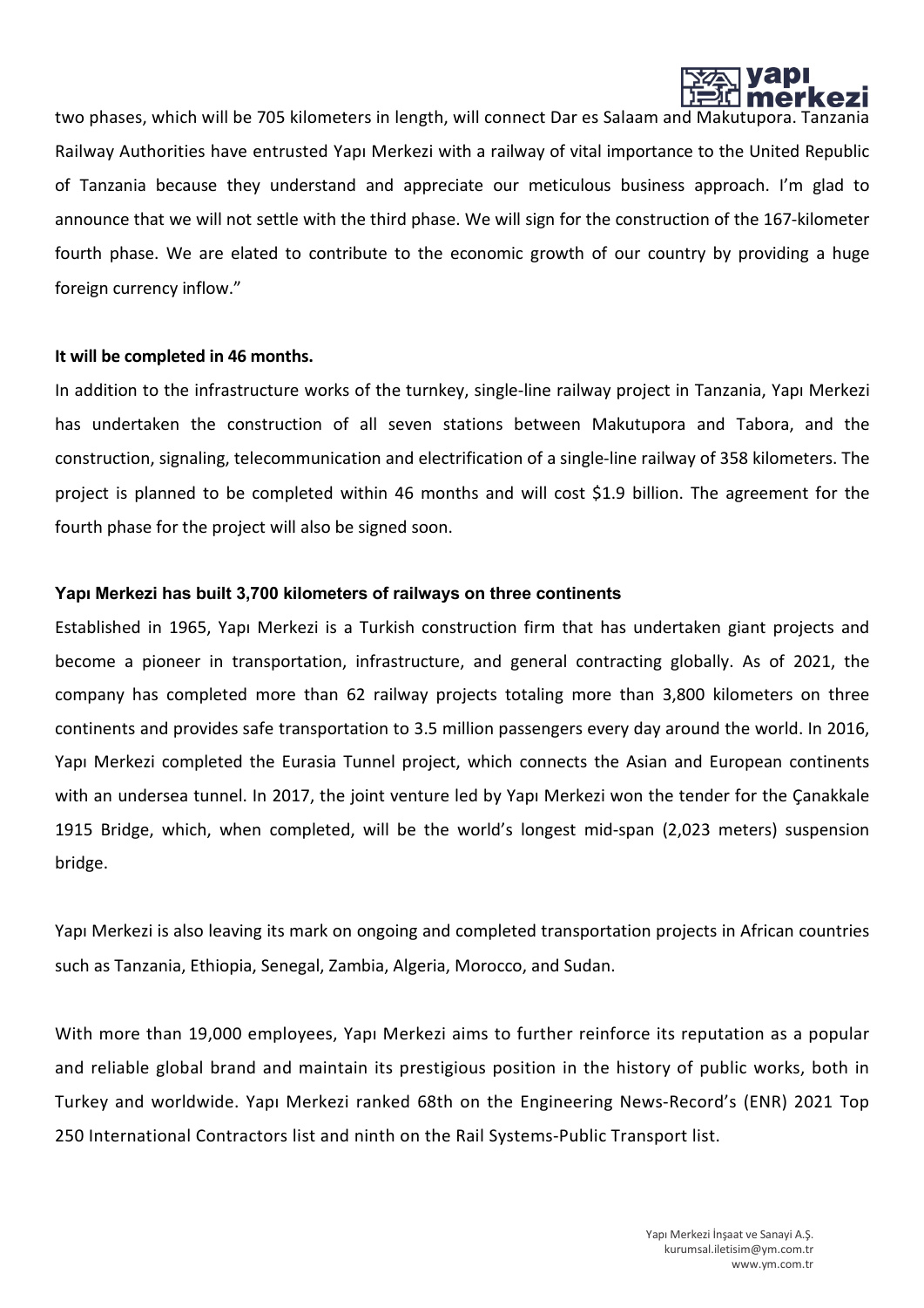two phases, which will be 705 kilometers in length, will connect Dar es Salaam and Makutupora. Tanzania Railway Authorities have entrusted Yapı Merkezi with a railway of vital importance to the United Republic of Tanzania because they understand and appreciate our meticulous business approach. I'm glad to announce that we will not settle with the third phase. We will sign for the construction of the 167-kilometer fourth phase. We are elated to contribute to the economic growth of our country by providing a huge foreign currency inflow."

**It will be completed in 46 months.**

In addition to the infrastructure works of the turnkey, single-line railway project in Tanzania, Yapı Merkezi has undertaken the construction of all seven stations between Makutupora and Tabora, and the construction, signaling, telecommunication and electrification of a single-line railway of 358 kilometers. The project is planned to be completed within 46 months and will cost $1.9 billion. The agreement for the fourth phase for the project will also be signed soon.

**Yapı Merkezi has built 3,700 kilometers of railways on three continents**

Established in 1965, Yapı Merkezi is a Turkish construction firm that has undertaken giant projects and become a pioneer in transportation, infrastructure, and general contracting globally. As of 2021, the company has completed more than 62 railway projects totaling more than 3,800 kilometers on three continents and provides safe transportation to 3.5 million passengers every day around the world. In 2016, Yapı Merkezi completed the Eurasia Tunnel project, which connects the Asian and European continents with an undersea tunnel. In 2017, the joint venture led by Yapı Merkezi won the tender for the Çanakkale 1915 Bridge, which, when completed, will be the world's longest mid-span (2,023 meters) suspension bridge.

Yapı Merkezi is also leaving its mark on ongoing and completed transportation projects in African countries such as Tanzania, Ethiopia, Senegal, Zambia, Algeria, Morocco, and Sudan.

With more than 19,000 employees, Yapı Merkezi aims to further reinforce its reputation as a popular and reliable global brand and maintain its prestigious position in the history of public works, both in Turkey and worldwide. Yapı Merkezi ranked 68th on the Engineering News-Record's (ENR) 2021 Top 250 International Contractors list and ninth on the Rail Systems-Public Transport list.

Yapı Merkezi İnşaat ve Sanayi A.Ş.
kurumsal.iletisim@ym.com.tr
www.ym.com.tr